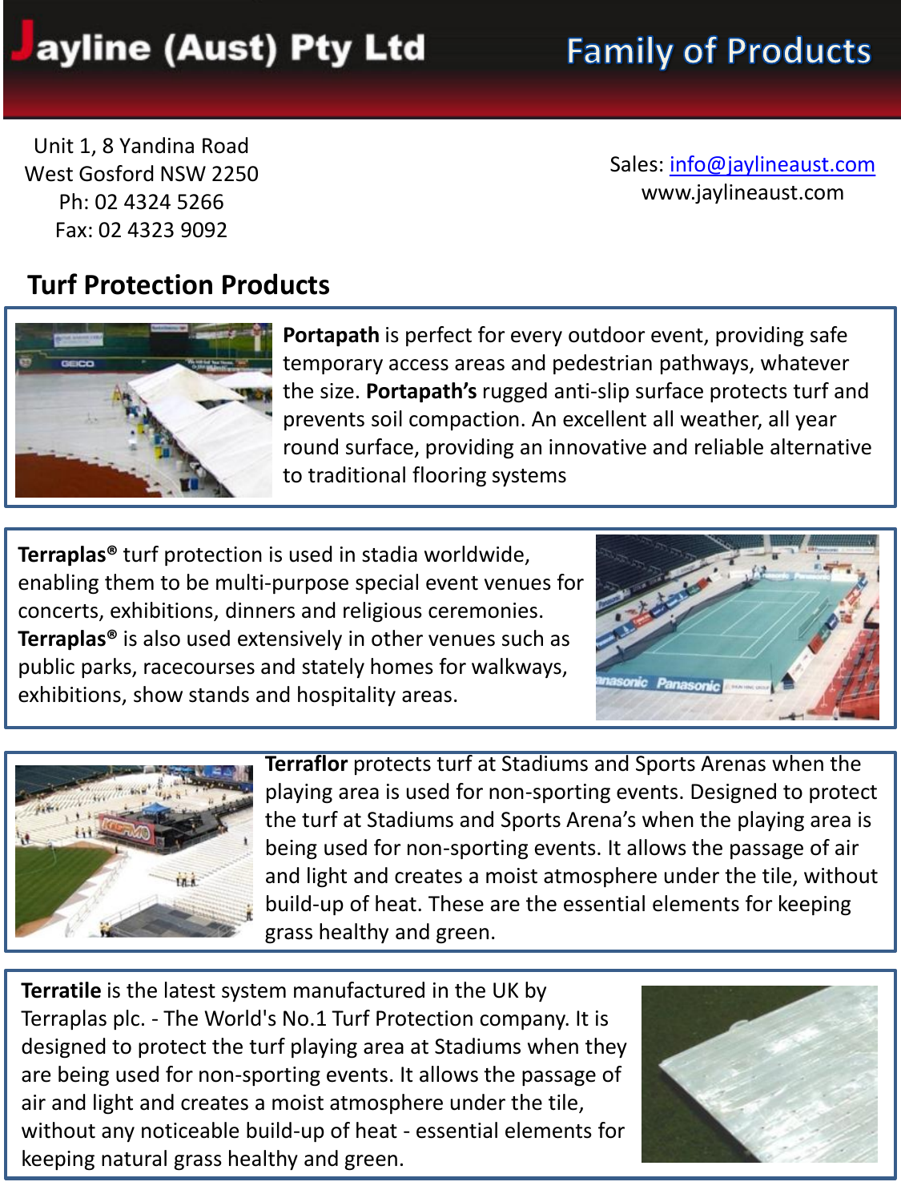# Jayline (Aust) Pty Ltd

## Family of Products

Unit 1, 8 Yandina Road
West Gosford NSW 2250
Ph: 02 4324 5266
Fax: 02 4323 9092

Sales: info@jaylineaust.com
www.jaylineaust.com

## Turf Protection Products

**Portapath** is perfect for every outdoor event, providing safe temporary access areas and pedestrian pathways, whatever the size. **Portapath's** rugged anti-slip surface protects turf and prevents soil compaction. An excellent all weather, all year round surface, providing an innovative and reliable alternative to traditional flooring systems

**Terraplas®** turf protection is used in stadia worldwide, enabling them to be multi-purpose special event venues for concerts, exhibitions, dinners and religious ceremonies. **Terraplas®** is also used extensively in other venues such as public parks, racecourses and stately homes for walkways, exhibitions, show stands and hospitality areas.

**Terraflor** protects turf at Stadiums and Sports Arenas when the playing area is used for non-sporting events. Designed to protect the turf at Stadiums and Sports Arena's when the playing area is being used for non-sporting events. It allows the passage of air and light and creates a moist atmosphere under the tile, without build-up of heat. These are the essential elements for keeping grass healthy and green.

**Terratile** is the latest system manufactured in the UK by Terraplas plc. - The World's No.1 Turf Protection company. It is designed to protect the turf playing area at Stadiums when they are being used for non-sporting events. It allows the passage of air and light and creates a moist atmosphere under the tile, without any noticeable build-up of heat - essential elements for keeping natural grass healthy and green.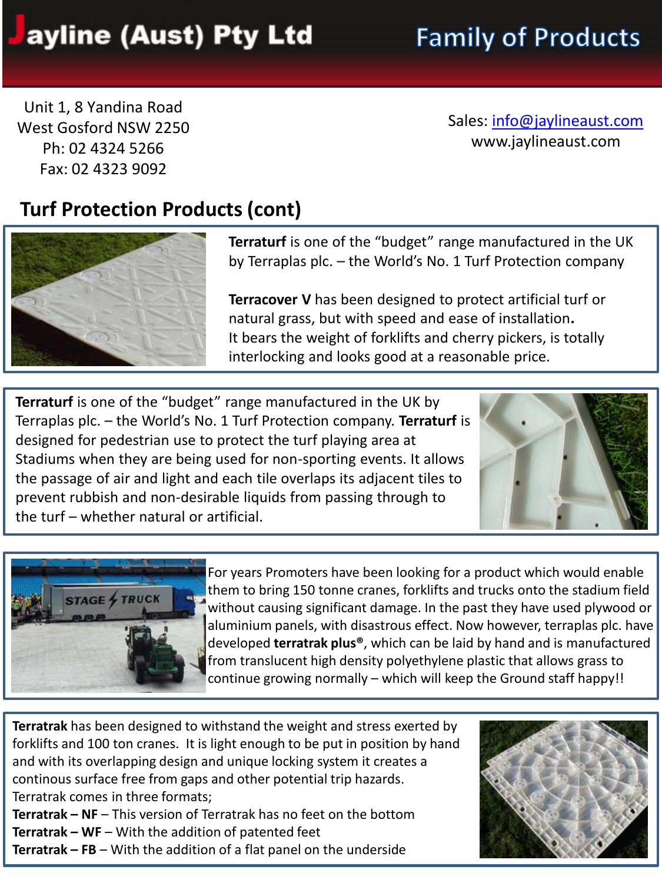# Jayline (Aust) Pty Ltd

## Family of Products

Unit 1, 8 Yandina Road
West Gosford NSW 2250
Ph: 02 4324 5266
Fax: 02 4323 9092

Sales: info@jaylineaust.com
www.jaylineaust.com

## Turf Protection Products (cont)

**Terraturf** is one of the "budget" range manufactured in the UK by Terraplas plc. – the World's No. 1 Turf Protection company

**Terracover V** has been designed to protect artificial turf or natural grass, but with speed and ease of installation**.**
It bears the weight of forklifts and cherry pickers, is totally interlocking and looks good at a reasonable price.

**Terraturf** is one of the "budget" range manufactured in the UK by Terraplas plc. – the World's No. 1 Turf Protection company. **Terraturf** is designed for pedestrian use to protect the turf playing area at Stadiums when they are being used for non-sporting events. It allows the passage of air and light and each tile overlaps its adjacent tiles to prevent rubbish and non-desirable liquids from passing through to the turf – whether natural or artificial.

For years Promoters have been looking for a product which would enable them to bring 150 tonne cranes, forklifts and trucks onto the stadium field without causing significant damage. In the past they have used plywood or aluminium panels, with disastrous effect. Now however, terraplas plc. have developed **terratrak plus®**, which can be laid by hand and is manufactured from translucent high density polyethylene plastic that allows grass to continue growing normally – which will keep the Ground staff happy!!

**Terratrak** has been designed to withstand the weight and stress exerted by forklifts and 100 ton cranes. It is light enough to be put in position by hand and with its overlapping design and unique locking system it creates a continous surface free from gaps and other potential trip hazards.
Terratrak comes in three formats;
**Terratrak – NF** – This version of Terratrak has no feet on the bottom
**Terratrak – WF** – With the addition of patented feet
**Terratrak – FB** – With the addition of a flat panel on the underside